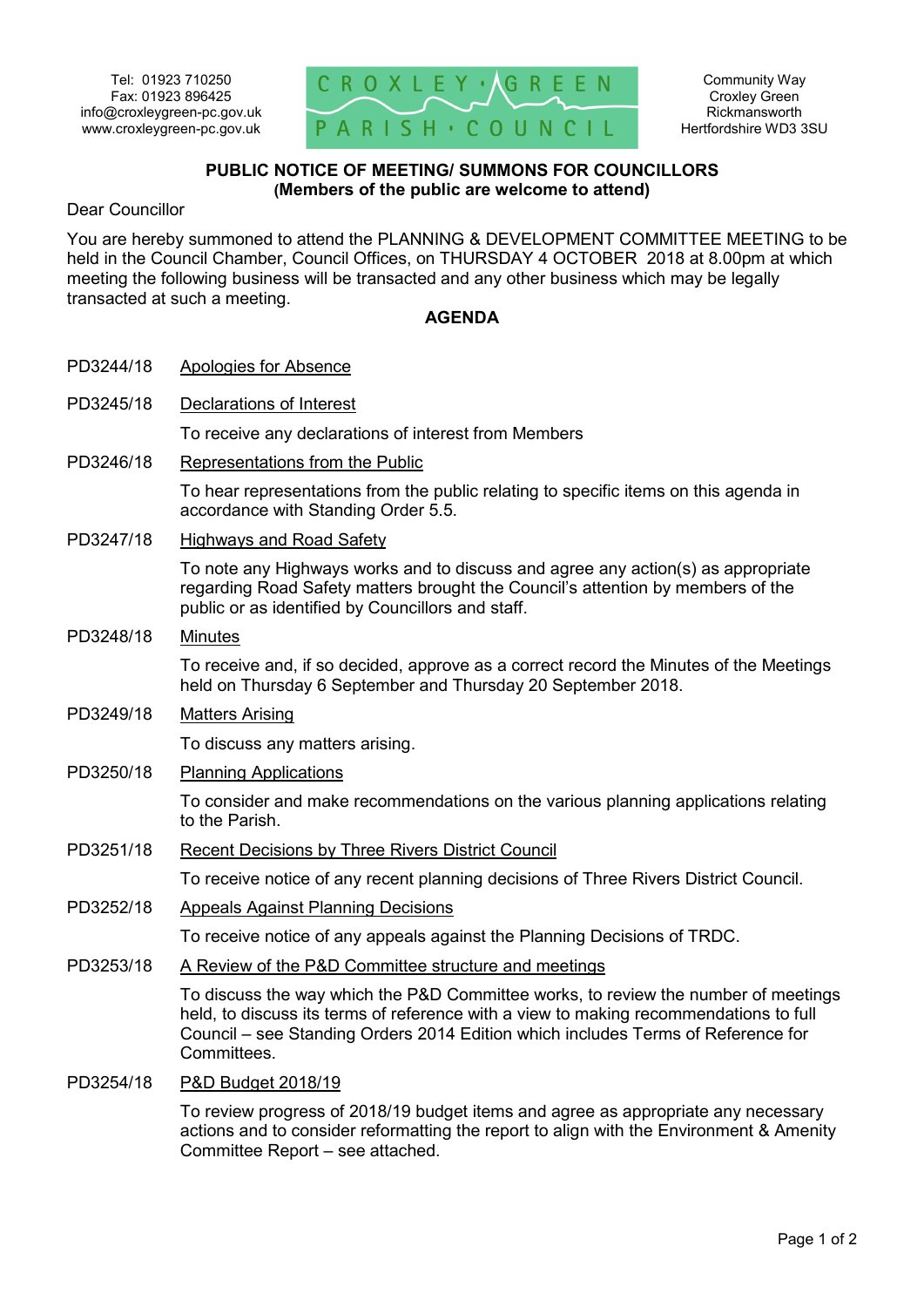Tel: 01923 710250
Fax: 01923 896425
info@croxleygreen-pc.gov.uk
www.croxleygreen-pc.gov.uk

CROXLEY · GREEN PARISH · COUNCIL

Community Way
Croxley Green
Rickmansworth
Hertfordshire WD3 3SU

**PUBLIC NOTICE OF MEETING/ SUMMONS FOR COUNCILLORS**
**(Members of the public are welcome to attend)**

Dear Councillor

You are hereby summoned to attend the PLANNING & DEVELOPMENT COMMITTEE MEETING to be held in the Council Chamber, Council Offices, on THURSDAY 4 OCTOBER 2018 at 8.00pm at which meeting the following business will be transacted and any other business which may be legally transacted at such a meeting.

## AGENDA

PD3244/18 Apologies for Absence

PD3245/18 Declarations of Interest

To receive any declarations of interest from Members

PD3246/18 Representations from the Public

To hear representations from the public relating to specific items on this agenda in accordance with Standing Order 5.5.

PD3247/18 Highways and Road Safety

To note any Highways works and to discuss and agree any action(s) as appropriate regarding Road Safety matters brought the Council's attention by members of the public or as identified by Councillors and staff.

PD3248/18 Minutes

To receive and, if so decided, approve as a correct record the Minutes of the Meetings held on Thursday 6 September and Thursday 20 September 2018.

PD3249/18 Matters Arising

To discuss any matters arising.

PD3250/18 Planning Applications

To consider and make recommendations on the various planning applications relating to the Parish.

PD3251/18 Recent Decisions by Three Rivers District Council

To receive notice of any recent planning decisions of Three Rivers District Council.

PD3252/18 Appeals Against Planning Decisions

To receive notice of any appeals against the Planning Decisions of TRDC.

PD3253/18 A Review of the P&D Committee structure and meetings

To discuss the way which the P&D Committee works, to review the number of meetings held, to discuss its terms of reference with a view to making recommendations to full Council – see Standing Orders 2014 Edition which includes Terms of Reference for Committees.

PD3254/18 P&D Budget 2018/19

To review progress of 2018/19 budget items and agree as appropriate any necessary actions and to consider reformatting the report to align with the Environment & Amenity Committee Report – see attached.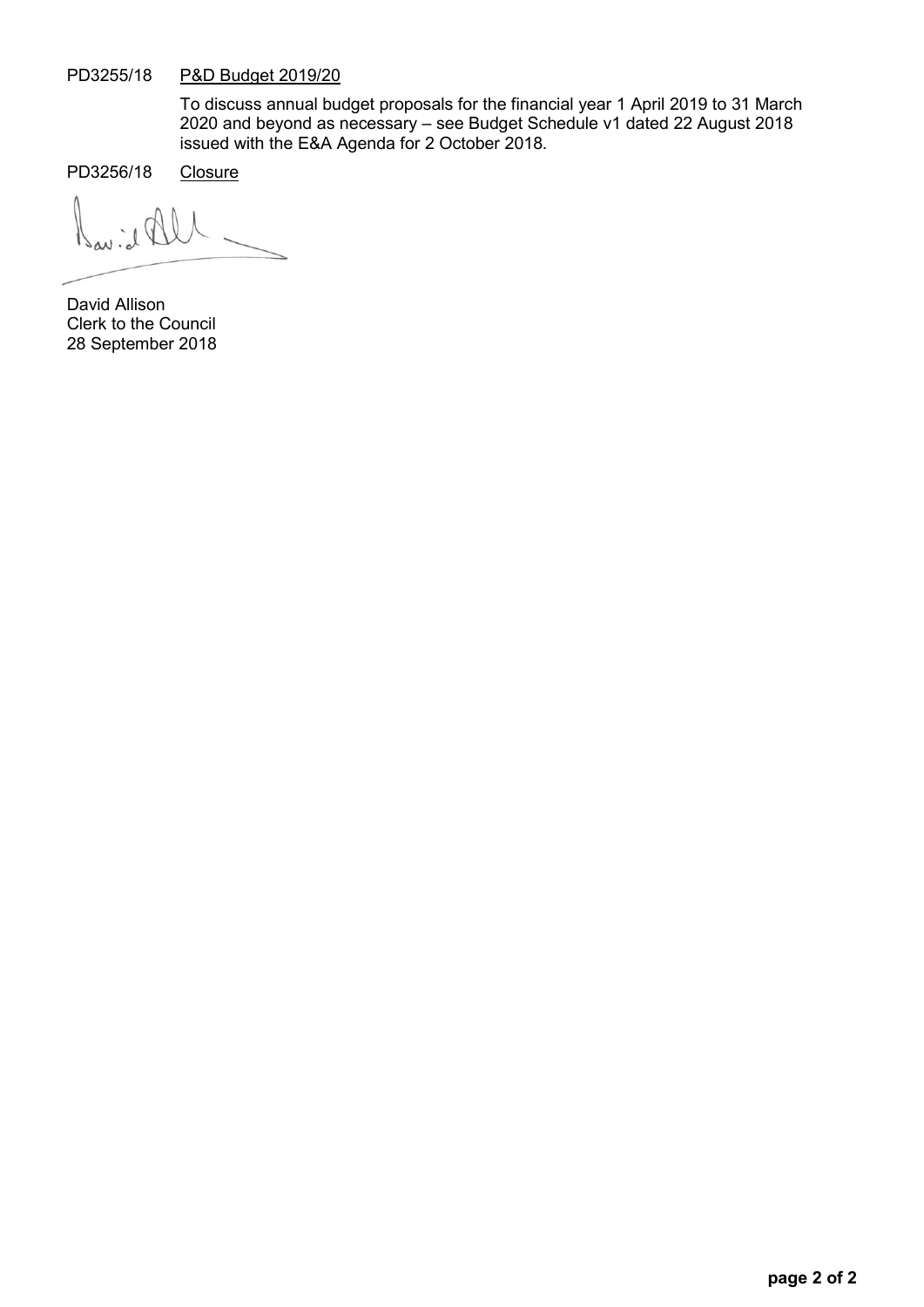PD3255/18 P&D Budget 2019/20

To discuss annual budget proposals for the financial year 1 April 2019 to 31 March 2020 and beyond as necessary – see Budget Schedule v1 dated 22 August 2018 issued with the E&A Agenda for 2 October 2018.

PD3256/18 Closure

David Allison
Clerk to the Council
28 September 2018